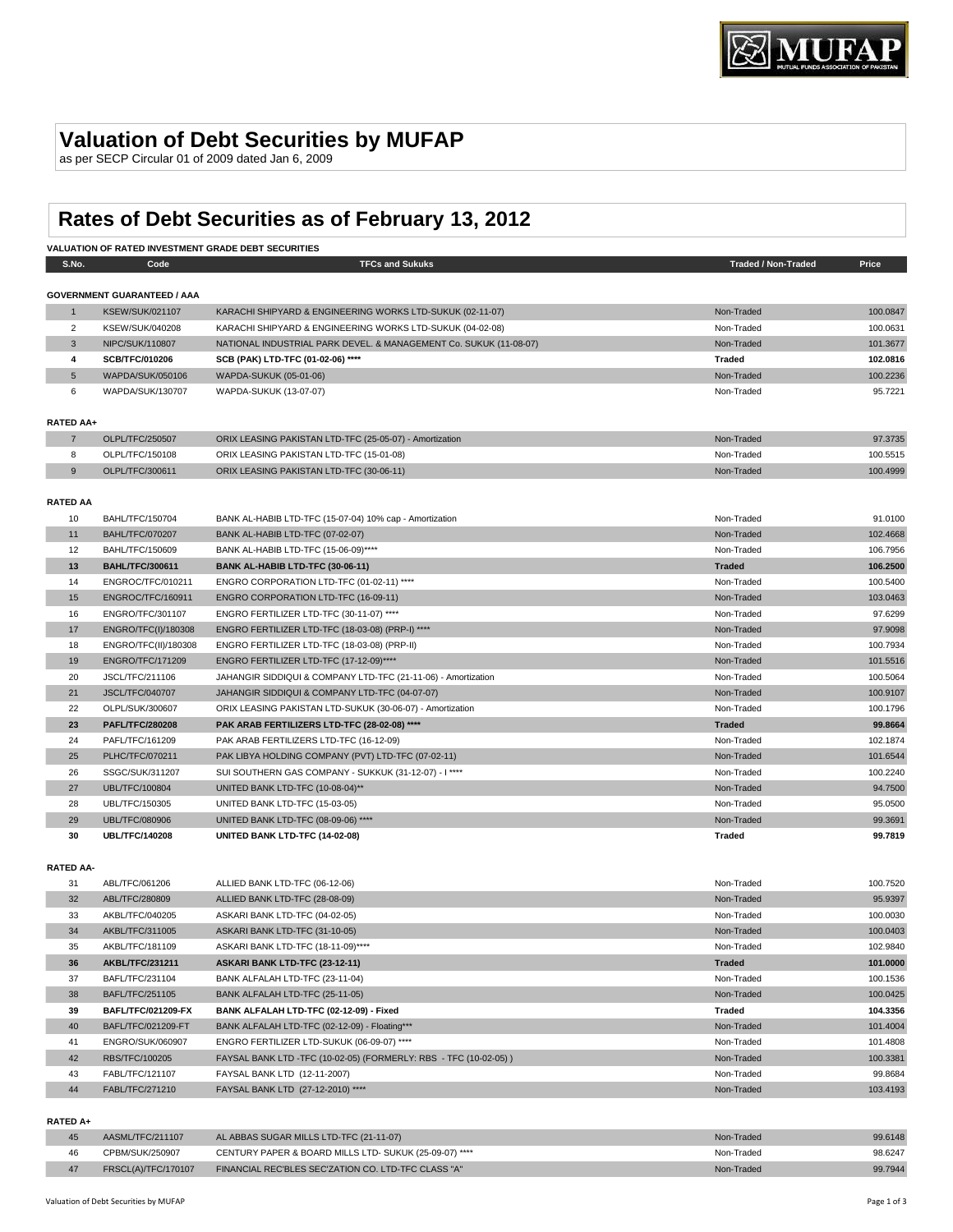# Valuation of Debt Securities by MUFAP

as per SECP Circular 01 of 2009 dated Jan 6, 2009

## Rates of Debt Securities as of February 13, 2012

**VALUATION OF RATED INVESTMENT GRADE DEBT SECURITIES**

| S.No. | Code | TFCs and Sukuks | Traded / Non-Traded | Price |
|---|---|---|---|---|
| **GOVERNMENT GUARANTEED / AAA** | | | | |
| 1 | KSEW/SUK/021107 | KARACHI SHIPYARD & ENGINEERING WORKS LTD-SUKUK (02-11-07) | Non-Traded | 100.0847 |
| 2 | KSEW/SUK/040208 | KARACHI SHIPYARD & ENGINEERING WORKS LTD-SUKUK (04-02-08) | Non-Traded | 100.0631 |
| 3 | NIPC/SUK/110807 | NATIONAL INDUSTRIAL PARK DEVEL. & MANAGEMENT Co. SUKUK (11-08-07) | Non-Traded | 101.3677 |
| **4** | **SCB/TFC/010206** | **SCB (PAK) LTD-TFC (01-02-06) \*\*\*\*** | **Traded** | **102.0816** |
| 5 | WAPDA/SUK/050106 | WAPDA-SUKUK (05-01-06) | Non-Traded | 100.2236 |
| 6 | WAPDA/SUK/130707 | WAPDA-SUKUK (13-07-07) | Non-Traded | 95.7221 |
| **RATED AA+** | | | | |
| 7 | OLPL/TFC/250507 | ORIX LEASING PAKISTAN LTD-TFC (25-05-07) - Amortization | Non-Traded | 97.3735 |
| 8 | OLPL/TFC/150108 | ORIX LEASING PAKISTAN LTD-TFC (15-01-08) | Non-Traded | 100.5515 |
| 9 | OLPL/TFC/300611 | ORIX LEASING PAKISTAN LTD-TFC (30-06-11) | Non-Traded | 100.4999 |
| **RATED AA** | | | | |
| 10 | BAHL/TFC/150704 | BANK AL-HABIB LTD-TFC (15-07-04) 10% cap - Amortization | Non-Traded | 91.0100 |
| 11 | BAHL/TFC/070207 | BANK AL-HABIB LTD-TFC (07-02-07) | Non-Traded | 102.4668 |
| 12 | BAHL/TFC/150609 | BANK AL-HABIB LTD-TFC (15-06-09)**** | Non-Traded | 106.7956 |
| **13** | **BAHL/TFC/300611** | **BANK AL-HABIB LTD-TFC (30-06-11)** | **Traded** | **106.2500** |
| 14 | ENGROC/TFC/010211 | ENGRO CORPORATION LTD-TFC (01-02-11) **** | Non-Traded | 100.5400 |
| 15 | ENGROC/TFC/160911 | ENGRO CORPORATION LTD-TFC (16-09-11) | Non-Traded | 103.0463 |
| 16 | ENGRO/TFC/301107 | ENGRO FERTILIZER LTD-TFC (30-11-07) **** | Non-Traded | 97.6299 |
| 17 | ENGRO/TFC(I)/180308 | ENGRO FERTILIZER LTD-TFC (18-03-08) (PRP-I) **** | Non-Traded | 97.9098 |
| 18 | ENGRO/TFC(II)/180308 | ENGRO FERTILIZER LTD-TFC (18-03-08) (PRP-II) | Non-Traded | 100.7934 |
| 19 | ENGRO/TFC/171209 | ENGRO FERTILIZER LTD-TFC (17-12-09)**** | Non-Traded | 101.5516 |
| 20 | JSCL/TFC/211106 | JAHANGIR SIDDIQUI & COMPANY LTD-TFC (21-11-06) - Amortization | Non-Traded | 100.5064 |
| 21 | JSCL/TFC/040707 | JAHANGIR SIDDIQUI & COMPANY LTD-TFC (04-07-07) | Non-Traded | 100.9107 |
| 22 | OLPL/SUK/300607 | ORIX LEASING PAKISTAN LTD-SUKUK (30-06-07) - Amortization | Non-Traded | 100.1796 |
| **23** | **PAFL/TFC/280208** | **PAK ARAB FERTILIZERS LTD-TFC (28-02-08) \*\*\*\*** | **Traded** | **99.8664** |
| 24 | PAFL/TFC/161209 | PAK ARAB FERTILIZERS LTD-TFC (16-12-09) | Non-Traded | 102.1874 |
| 25 | PLHC/TFC/070211 | PAK LIBYA HOLDING COMPANY (PVT) LTD-TFC (07-02-11) | Non-Traded | 101.6544 |
| 26 | SSGC/SUK/311207 | SUI SOUTHERN GAS COMPANY - SUKKUK (31-12-07) - I **** | Non-Traded | 100.2240 |
| 27 | UBL/TFC/100804 | UNITED BANK LTD-TFC (10-08-04)** | Non-Traded | 94.7500 |
| 28 | UBL/TFC/150305 | UNITED BANK LTD-TFC (15-03-05) | Non-Traded | 95.0500 |
| 29 | UBL/TFC/080906 | UNITED BANK LTD-TFC (08-09-06) **** | Non-Traded | 99.3691 |
| **30** | **UBL/TFC/140208** | **UNITED BANK LTD-TFC (14-02-08)** | **Traded** | **99.7819** |
| **RATED AA-** | | | | |
| 31 | ABL/TFC/061206 | ALLIED BANK LTD-TFC (06-12-06) | Non-Traded | 100.7520 |
| 32 | ABL/TFC/280809 | ALLIED BANK LTD-TFC (28-08-09) | Non-Traded | 95.9397 |
| 33 | AKBL/TFC/040205 | ASKARI BANK LTD-TFC (04-02-05) | Non-Traded | 100.0030 |
| 34 | AKBL/TFC/311005 | ASKARI BANK LTD-TFC (31-10-05) | Non-Traded | 100.0403 |
| 35 | AKBL/TFC/181109 | ASKARI BANK LTD-TFC (18-11-09)**** | Non-Traded | 102.9840 |
| **36** | **AKBL/TFC/231211** | **ASKARI BANK LTD-TFC (23-12-11)** | **Traded** | **101.0000** |
| 37 | BAFL/TFC/231104 | BANK ALFALAH LTD-TFC (23-11-04) | Non-Traded | 100.1536 |
| 38 | BAFL/TFC/251105 | BANK ALFALAH LTD-TFC (25-11-05) | Non-Traded | 100.0425 |
| **39** | **BAFL/TFC/021209-FX** | **BANK ALFALAH LTD-TFC (02-12-09) - Fixed** | **Traded** | **104.3356** |
| 40 | BAFL/TFC/021209-FT | BANK ALFALAH LTD-TFC (02-12-09) - Floating*** | Non-Traded | 101.4004 |
| 41 | ENGRO/SUK/060907 | ENGRO FERTILIZER LTD-SUKUK (06-09-07) **** | Non-Traded | 101.4808 |
| 42 | RBS/TFC/100205 | FAYSAL BANK LTD -TFC (10-02-05) (FORMERLY: RBS - TFC (10-02-05) ) | Non-Traded | 100.3381 |
| 43 | FABL/TFC/121107 | FAYSAL BANK LTD (12-11-2007) | Non-Traded | 99.8684 |
| 44 | FABL/TFC/271210 | FAYSAL BANK LTD (27-12-2010) **** | Non-Traded | 103.4193 |
| **RATED A+** | | | | |
| 45 | AASML/TFC/211107 | AL ABBAS SUGAR MILLS LTD-TFC (21-11-07) | Non-Traded | 99.6148 |
| 46 | CPBM/SUK/250907 | CENTURY PAPER & BOARD MILLS LTD- SUKUK (25-09-07) **** | Non-Traded | 98.6247 |
| 47 | FRSCL(A)/TFC/170107 | FINANCIAL REC'BLES SEC'ZATION CO. LTD-TFC CLASS "A" | Non-Traded | 99.7944 |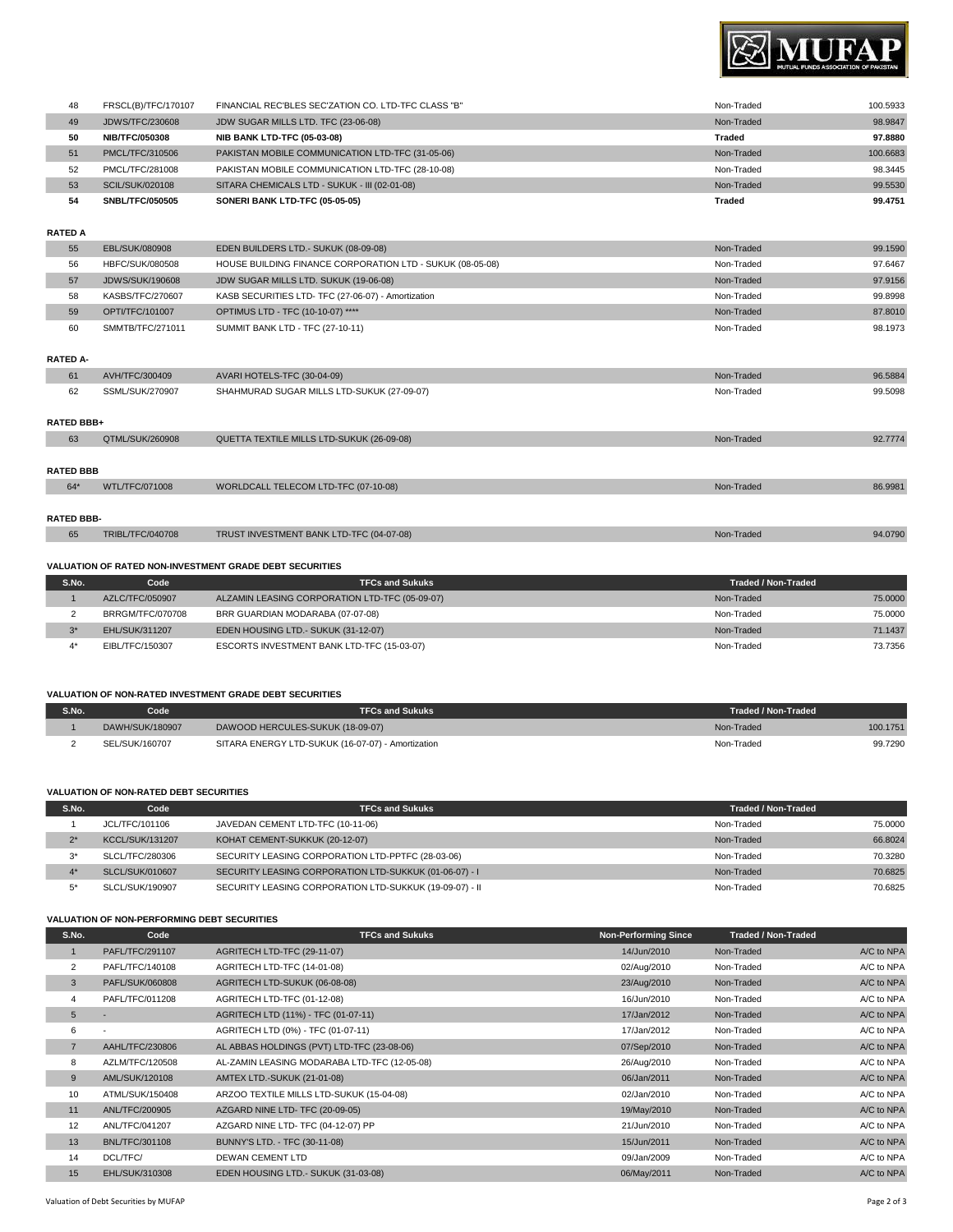| | | | | |
|---|---|---|---|---|
| 48 | FRSCL(B)/TFC/170107 | FINANCIAL REC'BLES SEC'ZATION CO. LTD-TFC CLASS "B" | Non-Traded | 100.5933 |
| 49 | JDWS/TFC/230608 | JDW SUGAR MILLS LTD. TFC (23-06-08) | Non-Traded | 98.9847 |
| **50** | **NIB/TFC/050308** | **NIB BANK LTD-TFC (05-03-08)** | **Traded** | **97.8880** |
| 51 | PMCL/TFC/310506 | PAKISTAN MOBILE COMMUNICATION LTD-TFC (31-05-06) | Non-Traded | 100.6683 |
| 52 | PMCL/TFC/281008 | PAKISTAN MOBILE COMMUNICATION LTD-TFC (28-10-08) | Non-Traded | 98.3445 |
| 53 | SCIL/SUK/020108 | SITARA CHEMICALS LTD - SUKUK - III (02-01-08) | Non-Traded | 99.5530 |
| **54** | **SNBL/TFC/050505** | **SONERI BANK LTD-TFC (05-05-05)** | **Traded** | **99.4751** |

**RATED A**

| | | | | |
|---|---|---|---|---|
| 55 | EBL/SUK/080908 | EDEN BUILDERS LTD.- SUKUK (08-09-08) | Non-Traded | 99.1590 |
| 56 | HBFC/SUK/080508 | HOUSE BUILDING FINANCE CORPORATION LTD - SUKUK (08-05-08) | Non-Traded | 97.6467 |
| 57 | JDWS/SUK/190608 | JDW SUGAR MILLS LTD. SUKUK (19-06-08) | Non-Traded | 97.9156 |
| 58 | KASBS/TFC/270607 | KASB SECURITIES LTD- TFC (27-06-07) - Amortization | Non-Traded | 99.8998 |
| 59 | OPTI/TFC/101007 | OPTIMUS LTD - TFC (10-10-07) **** | Non-Traded | 87.8010 |
| 60 | SMMTB/TFC/271011 | SUMMIT BANK LTD - TFC (27-10-11) | Non-Traded | 98.1973 |

**RATED A-**

| | | | | |
|---|---|---|---|---|
| 61 | AVH/TFC/300409 | AVARI HOTELS-TFC (30-04-09) | Non-Traded | 96.5884 |
| 62 | SSML/SUK/270907 | SHAHMURAD SUGAR MILLS LTD-SUKUK (27-09-07) | Non-Traded | 99.5098 |

**RATED BBB+**

| | | | | |
|---|---|---|---|---|
| 63 | QTML/SUK/260908 | QUETTA TEXTILE MILLS LTD-SUKUK (26-09-08) | Non-Traded | 92.7774 |

**RATED BBB**

| | | | | |
|---|---|---|---|---|
| 64* | WTL/TFC/071008 | WORLDCALL TELECOM LTD-TFC (07-10-08) | Non-Traded | 86.9981 |

**RATED BBB-**

| | | | | |
|---|---|---|---|---|
| 65 | TRIBL/TFC/040708 | TRUST INVESTMENT BANK LTD-TFC (04-07-08) | Non-Traded | 94.0790 |

**VALUATION OF RATED NON-INVESTMENT GRADE DEBT SECURITIES**

| S.No. | Code | TFCs and Sukuks | Traded / Non-Traded | |
|---|---|---|---|---|
| 1 | AZLC/TFC/050907 | ALZAMIN LEASING CORPORATION LTD-TFC (05-09-07) | Non-Traded | 75.0000 |
| 2 | BRRGM/TFC/070708 | BRR GUARDIAN MODARABA (07-07-08) | Non-Traded | 75.0000 |
| 3* | EHL/SUK/311207 | EDEN HOUSING LTD.- SUKUK (31-12-07) | Non-Traded | 71.1437 |
| 4* | EIBL/TFC/150307 | ESCORTS INVESTMENT BANK LTD-TFC (15-03-07) | Non-Traded | 73.7356 |

**VALUATION OF NON-RATED INVESTMENT GRADE DEBT SECURITIES**

| S.No. | Code | TFCs and Sukuks | Traded / Non-Traded | |
|---|---|---|---|---|
| 1 | DAWH/SUK/180907 | DAWOOD HERCULES-SUKUK (18-09-07) | Non-Traded | 100.1751 |
| 2 | SEL/SUK/160707 | SITARA ENERGY LTD-SUKUK (16-07-07) - Amortization | Non-Traded | 99.7290 |

**VALUATION OF NON-RATED DEBT SECURITIES**

| S.No. | Code | TFCs and Sukuks | Traded / Non-Traded | |
|---|---|---|---|---|
| 1 | JCL/TFC/101106 | JAVEDAN CEMENT LTD-TFC (10-11-06) | Non-Traded | 75.0000 |
| 2* | KCCL/SUK/131207 | KOHAT CEMENT-SUKKUK (20-12-07) | Non-Traded | 66.8024 |
| 3* | SLCL/TFC/280306 | SECURITY LEASING CORPORATION LTD-PPTFC (28-03-06) | Non-Traded | 70.3280 |
| 4* | SLCL/SUK/010607 | SECURITY LEASING CORPORATION LTD-SUKKUK (01-06-07) - I | Non-Traded | 70.6825 |
| 5* | SLCL/SUK/190907 | SECURITY LEASING CORPORATION LTD-SUKKUK (19-09-07) - II | Non-Traded | 70.6825 |

**VALUATION OF NON-PERFORMING DEBT SECURITIES**

| S.No. | Code | TFCs and Sukuks | Non-Performing Since | Traded / Non-Traded | |
|---|---|---|---|---|---|
| 1 | PAFL/TFC/291107 | AGRITECH LTD-TFC (29-11-07) | 14/Jun/2010 | Non-Traded | A/C to NPA |
| 2 | PAFL/TFC/140108 | AGRITECH LTD-TFC (14-01-08) | 02/Aug/2010 | Non-Traded | A/C to NPA |
| 3 | PAFL/SUK/060808 | AGRITECH LTD-SUKUK (06-08-08) | 23/Aug/2010 | Non-Traded | A/C to NPA |
| 4 | PAFL/TFC/011208 | AGRITECH LTD-TFC (01-12-08) | 16/Jun/2010 | Non-Traded | A/C to NPA |
| 5 | - | AGRITECH LTD (11%) - TFC (01-07-11) | 17/Jan/2012 | Non-Traded | A/C to NPA |
| 6 | - | AGRITECH LTD (0%) - TFC (01-07-11) | 17/Jan/2012 | Non-Traded | A/C to NPA |
| 7 | AAHL/TFC/230806 | AL ABBAS HOLDINGS (PVT) LTD-TFC (23-08-06) | 07/Sep/2010 | Non-Traded | A/C to NPA |
| 8 | AZLM/TFC/120508 | AL-ZAMIN LEASING MODARABA LTD-TFC (12-05-08) | 26/Aug/2010 | Non-Traded | A/C to NPA |
| 9 | AML/SUK/120108 | AMTEX LTD.-SUKUK (21-01-08) | 06/Jan/2011 | Non-Traded | A/C to NPA |
| 10 | ATML/SUK/150408 | ARZOO TEXTILE MILLS LTD-SUKUK (15-04-08) | 02/Jan/2010 | Non-Traded | A/C to NPA |
| 11 | ANL/TFC/200905 | AZGARD NINE LTD- TFC (20-09-05) | 19/May/2010 | Non-Traded | A/C to NPA |
| 12 | ANL/TFC/041207 | AZGARD NINE LTD- TFC (04-12-07) PP | 21/Jun/2010 | Non-Traded | A/C to NPA |
| 13 | BNL/TFC/301108 | BUNNY'S LTD. - TFC (30-11-08) | 15/Jun/2011 | Non-Traded | A/C to NPA |
| 14 | DCL/TFC/ | DEWAN CEMENT LTD | 09/Jan/2009 | Non-Traded | A/C to NPA |
| 15 | EHL/SUK/310308 | EDEN HOUSING LTD.- SUKUK (31-03-08) | 06/May/2011 | Non-Traded | A/C to NPA |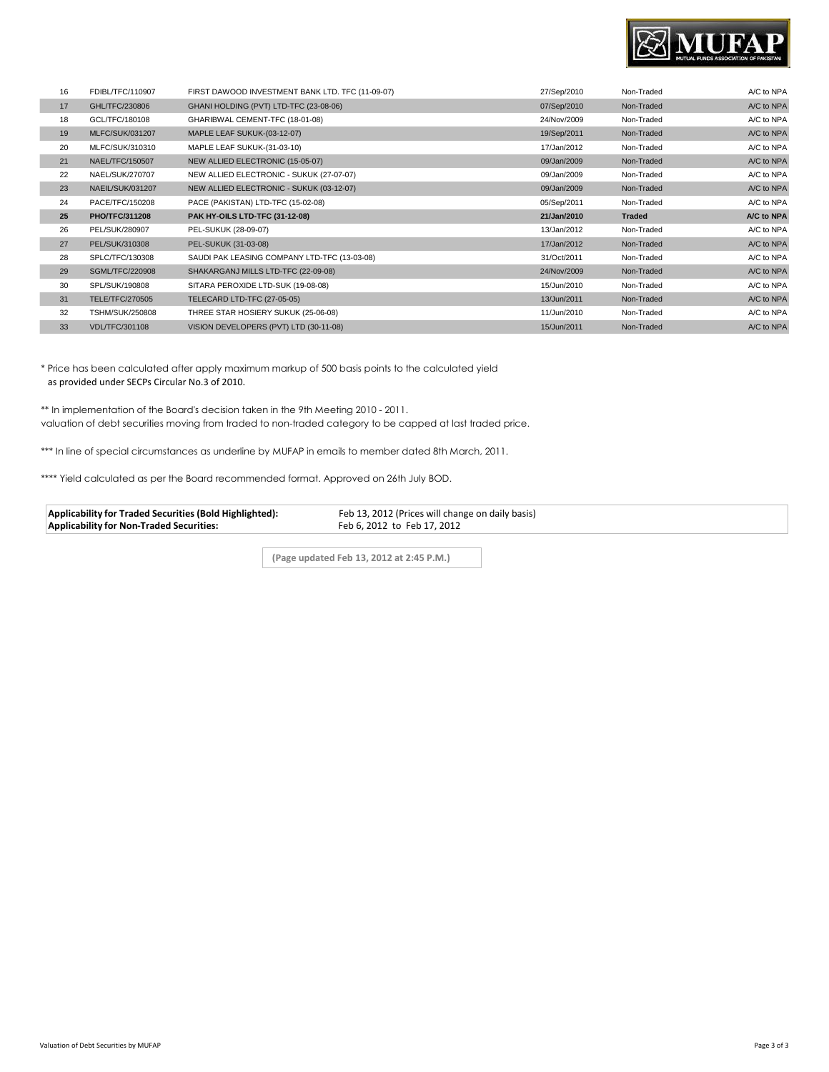| | | | | | |
|---|---|---|---|---|---|
| 16 | FDIBL/TFC/110907 | FIRST DAWOOD INVESTMENT BANK LTD. TFC (11-09-07) | 27/Sep/2010 | Non-Traded | A/C to NPA |
| 17 | GHL/TFC/230806 | GHANI HOLDING (PVT) LTD-TFC (23-08-06) | 07/Sep/2010 | Non-Traded | A/C to NPA |
| 18 | GCL/TFC/180108 | GHARIBWAL CEMENT-TFC (18-01-08) | 24/Nov/2009 | Non-Traded | A/C to NPA |
| 19 | MLFC/SUK/031207 | MAPLE LEAF SUKUK-(03-12-07) | 19/Sep/2011 | Non-Traded | A/C to NPA |
| 20 | MLFC/SUK/310310 | MAPLE LEAF SUKUK-(31-03-10) | 17/Jan/2012 | Non-Traded | A/C to NPA |
| 21 | NAEL/TFC/150507 | NEW ALLIED ELECTRONIC (15-05-07) | 09/Jan/2009 | Non-Traded | A/C to NPA |
| 22 | NAEL/SUK/270707 | NEW ALLIED ELECTRONIC - SUKUK (27-07-07) | 09/Jan/2009 | Non-Traded | A/C to NPA |
| 23 | NAEIL/SUK/031207 | NEW ALLIED ELECTRONIC - SUKUK (03-12-07) | 09/Jan/2009 | Non-Traded | A/C to NPA |
| 24 | PACE/TFC/150208 | PACE (PAKISTAN) LTD-TFC (15-02-08) | 05/Sep/2011 | Non-Traded | A/C to NPA |
| **25** | **PHO/TFC/311208** | **PAK HY-OILS LTD-TFC (31-12-08)** | **21/Jan/2010** | **Traded** | **A/C to NPA** |
| 26 | PEL/SUK/280907 | PEL-SUKUK (28-09-07) | 13/Jan/2012 | Non-Traded | A/C to NPA |
| 27 | PEL/SUK/310308 | PEL-SUKUK (31-03-08) | 17/Jan/2012 | Non-Traded | A/C to NPA |
| 28 | SPLC/TFC/130308 | SAUDI PAK LEASING COMPANY LTD-TFC (13-03-08) | 31/Oct/2011 | Non-Traded | A/C to NPA |
| 29 | SGML/TFC/220908 | SHAKARGANJ MILLS LTD-TFC (22-09-08) | 24/Nov/2009 | Non-Traded | A/C to NPA |
| 30 | SPL/SUK/190808 | SITARA PEROXIDE LTD-SUK (19-08-08) | 15/Jun/2010 | Non-Traded | A/C to NPA |
| 31 | TELE/TFC/270505 | TELECARD LTD-TFC (27-05-05) | 13/Jun/2011 | Non-Traded | A/C to NPA |
| 32 | TSHM/SUK/250808 | THREE STAR HOSIERY SUKUK (25-06-08) | 11/Jun/2010 | Non-Traded | A/C to NPA |
| 33 | VDL/TFC/301108 | VISION DEVELOPERS (PVT) LTD (30-11-08) | 15/Jun/2011 | Non-Traded | A/C to NPA |

* Price has been calculated after apply maximum markup of 500 basis points to the calculated yield as provided under SECPs Circular No.3 of 2010.

** In implementation of the Board's decision taken in the 9th Meeting 2010 - 2011.
valuation of debt securities moving from traded to non-traded category to be capped at last traded price.

*** In line of special circumstances as underline by MUFAP in emails to member dated 8th March, 2011.

**** Yield calculated as per the Board recommended format. Approved on 26th July BOD.

| | |
|---|---|
| **Applicability for Traded Securities (Bold Highlighted):** | Feb 13, 2012 (Prices will change on daily basis) |
| **Applicability for Non-Traded Securities:** | Feb 6, 2012 to Feb 17, 2012 |

**(Page updated Feb 13, 2012 at 2:45 P.M.)**